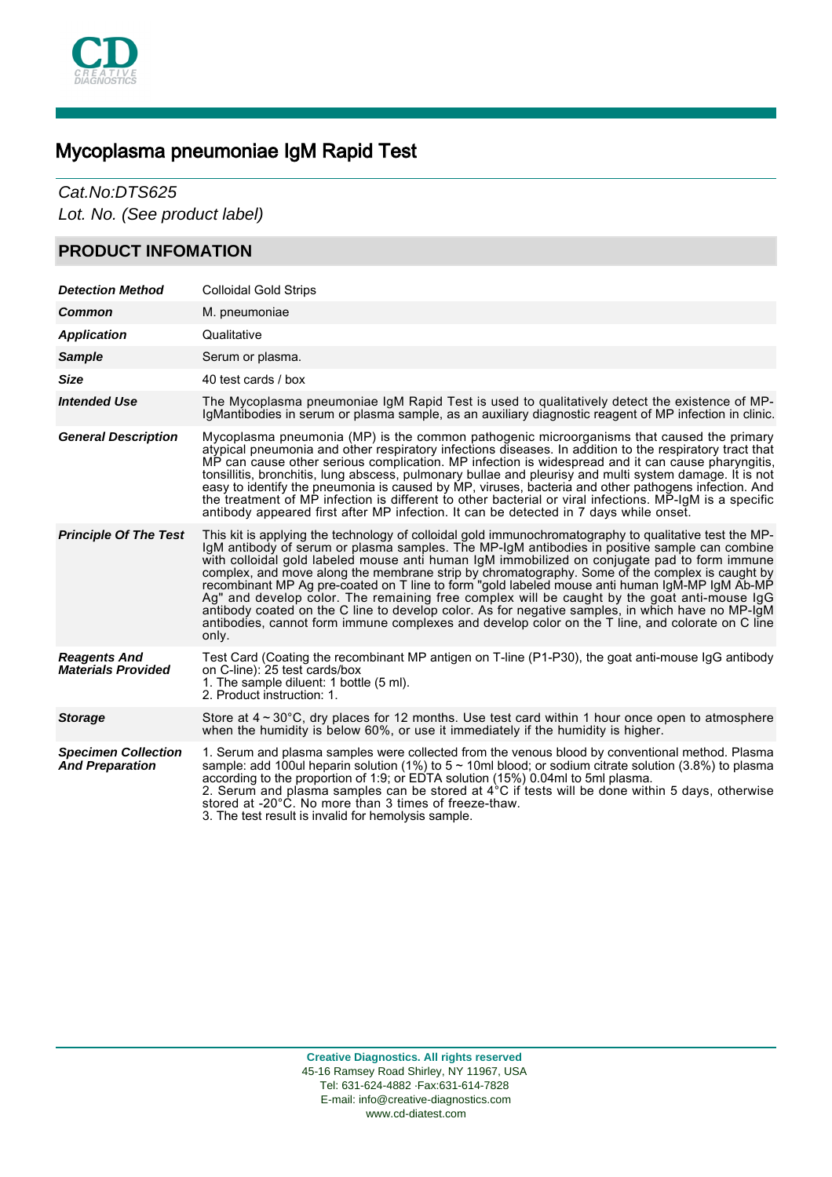# Mycoplasma pneumoniae IgM Rapid Test

*Cat.No:DTS625*
*Lot. No. (See product label)*

## PRODUCT INFOMATION

| | |
|---|---|
| ***Detection Method*** | Colloidal Gold Strips |
| ***Common*** | M. pneumoniae |
| ***Application*** | Qualitative |
| ***Sample*** | Serum or plasma. |
| ***Size*** | 40 test cards / box |
| ***Intended Use*** | The Mycoplasma pneumoniae IgM Rapid Test is used to qualitatively detect the existence of MP-IgMantibodies in serum or plasma sample, as an auxiliary diagnostic reagent of MP infection in clinic. |
| ***General Description*** | Mycoplasma pneumonia (MP) is the common pathogenic microorganisms that caused the primary atypical pneumonia and other respiratory infections diseases. In addition to the respiratory tract that MP can cause other serious complication. MP infection is widespread and it can cause pharyngitis, tonsillitis, bronchitis, lung abscess, pulmonary bullae and pleurisy and multi system damage. It is not easy to identify the pneumonia is caused by MP, viruses, bacteria and other pathogens infection. And the treatment of MP infection is different to other bacterial or viral infections. MP-IgM is a specific antibody appeared first after MP infection. It can be detected in 7 days while onset. |
| ***Principle Of The Test*** | This kit is applying the technology of colloidal gold immunochromatography to qualitative test the MP-IgM antibody of serum or plasma samples. The MP-IgM antibodies in positive sample can combine with colloidal gold labeled mouse anti human IgM immobilized on conjugate pad to form immune complex, and move along the membrane strip by chromatography. Some of the complex is caught by recombinant MP Ag pre-coated on T line to form "gold labeled mouse anti human IgM-MP IgM Ab-MP Ag" and develop color. The remaining free complex will be caught by the goat anti-mouse IgG antibody coated on the C line to develop color. As for negative samples, in which have no MP-IgM antibodies, cannot form immune complexes and develop color on the T line, and colorate on C line only. |
| ***Reagents And Materials Provided*** | Test Card (Coating the recombinant MP antigen on T-line (P1-P30), the goat anti-mouse IgG antibody on C-line): 25 test cards/box<br>1. The sample diluent: 1 bottle (5 ml).<br>2. Product instruction: 1. |
| ***Storage*** | Store at 4 ~ 30°C, dry places for 12 months. Use test card within 1 hour once open to atmosphere when the humidity is below 60%, or use it immediately if the humidity is higher. |
| ***Specimen Collection And Preparation*** | 1. Serum and plasma samples were collected from the venous blood by conventional method. Plasma sample: add 100ul heparin solution (1%) to 5 ~ 10ml blood; or sodium citrate solution (3.8%) to plasma according to the proportion of 1:9; or EDTA solution (15%) 0.04ml to 5ml plasma.<br>2. Serum and plasma samples can be stored at 4°C if tests will be done within 5 days, otherwise stored at -20°C. No more than 3 times of freeze-thaw.<br>3. The test result is invalid for hemolysis sample. |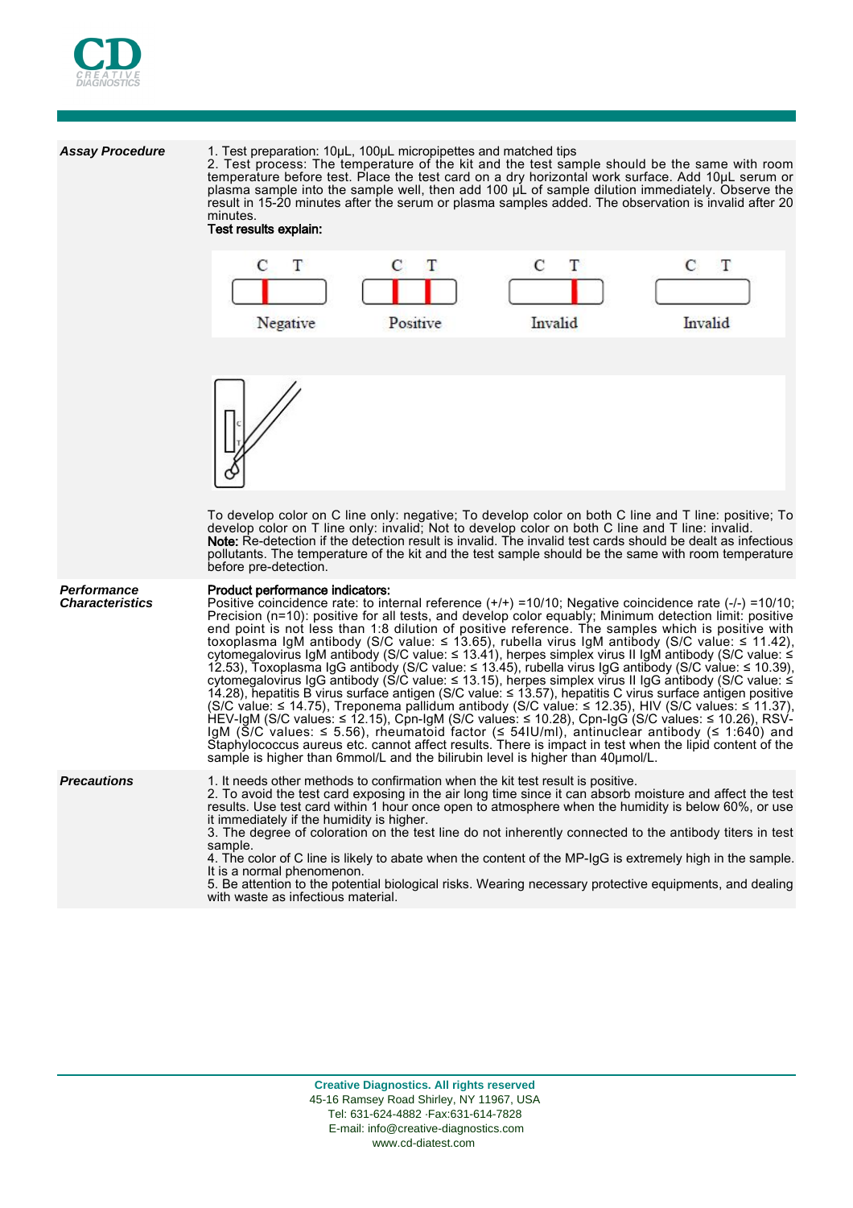**Assay Procedure**

1. Test preparation: 10μL, 100μL micropipettes and matched tips
2. Test process: The temperature of the kit and the test sample should be the same with room temperature before test. Place the test card on a dry horizontal work surface. Add 10μL serum or plasma sample into the sample well, then add 100 μL of sample dilution immediately. Observe the result in 15-20 minutes after the serum or plasma samples added. The observation is invalid after 20 minutes.

**Test results explain:**

| C T | C T | C T | C T |
|---|---|---|---|
| Negative | Positive | Invalid | Invalid |

To develop color on C line only: negative; To develop color on both C line and T line: positive; To develop color on T line only: invalid; Not to develop color on both C line and T line: invalid.

**Note:** Re-detection if the detection result is invalid. The invalid test cards should be dealt as infectious pollutants. The temperature of the kit and the test sample should be the same with room temperature before pre-detection.

**Performance Characteristics**

**Product performance indicators:**

Positive coincidence rate: to internal reference (+/+) =10/10; Negative coincidence rate (-/-) =10/10; Precision (n=10): positive for all tests, and develop color equably; Minimum detection limit: positive end point is not less than 1:8 dilution of positive reference. The samples which is positive with toxoplasma IgM antibody (S/C value: ≤ 13.65), rubella virus IgM antibody (S/C value: ≤ 11.42), cytomegalovirus IgM antibody (S/C value: ≤ 13.41), herpes simplex virus II IgM antibody (S/C value: ≤ 12.53), Toxoplasma IgG antibody (S/C value: ≤ 13.45), rubella virus IgG antibody (S/C value: ≤ 10.39), cytomegalovirus IgG antibody (S/C value: ≤ 13.15), herpes simplex virus II IgG antibody (S/C value: ≤ 14.28), hepatitis B virus surface antigen (S/C value: ≤ 13.57), hepatitis C virus surface antigen positive (S/C value: ≤ 14.75), Treponema pallidum antibody (S/C value: ≤ 12.35), HIV (S/C values: ≤ 11.37), HEV-IgM (S/C values: ≤ 12.15), Cpn-IgM (S/C values: ≤ 10.28), Cpn-IgG (S/C values: ≤ 10.26), RSV-IgM (S/C values: ≤ 5.56), rheumatoid factor (≤ 54IU/ml), antinuclear antibody (≤ 1:640) and Staphylococcus aureus etc. cannot affect results. There is impact in test when the lipid content of the sample is higher than 6mmol/L and the bilirubin level is higher than 40μmol/L.

**Precautions**

1. It needs other methods to confirmation when the kit test result is positive.
2. To avoid the test card exposing in the air long time since it can absorb moisture and affect the test results. Use test card within 1 hour once open to atmosphere when the humidity is below 60%, or use it immediately if the humidity is higher.
3. The degree of coloration on the test line do not inherently connected to the antibody titers in test sample.
4. The color of C line is likely to abate when the content of the MP-IgG is extremely high in the sample. It is a normal phenomenon.
5. Be attention to the potential biological risks. Wearing necessary protective equipments, and dealing with waste as infectious material.

**Creative Diagnostics. All rights reserved**
45-16 Ramsey Road Shirley, NY 11967, USA
Tel: 631-624-4882 ·Fax:631-614-7828
E-mail: info@creative-diagnostics.com
www.cd-diatest.com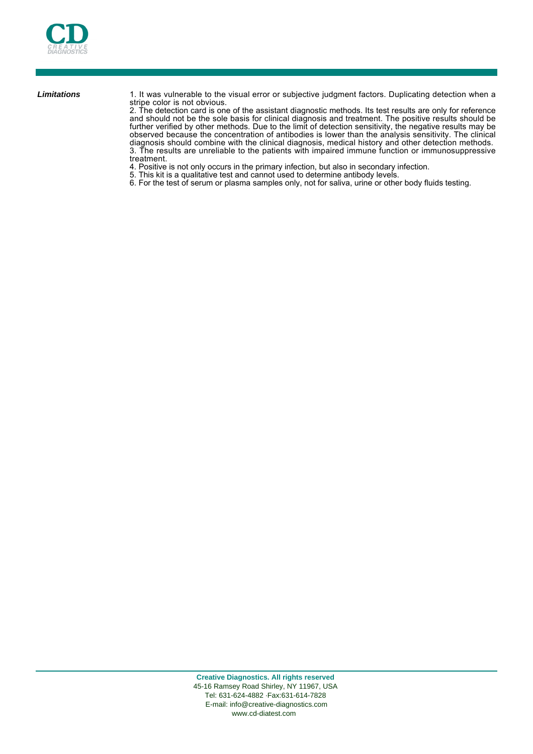***Limitations***

1. It was vulnerable to the visual error or subjective judgment factors. Duplicating detection when a stripe color is not obvious.
2. The detection card is one of the assistant diagnostic methods. Its test results are only for reference and should not be the sole basis for clinical diagnosis and treatment. The positive results should be further verified by other methods. Due to the limit of detection sensitivity, the negative results may be observed because the concentration of antibodies is lower than the analysis sensitivity. The clinical diagnosis should combine with the clinical diagnosis, medical history and other detection methods.
3. The results are unreliable to the patients with impaired immune function or immunosuppressive treatment.
4. Positive is not only occurs in the primary infection, but also in secondary infection.
5. This kit is a qualitative test and cannot used to determine antibody levels.
6. For the test of serum or plasma samples only, not for saliva, urine or other body fluids testing.